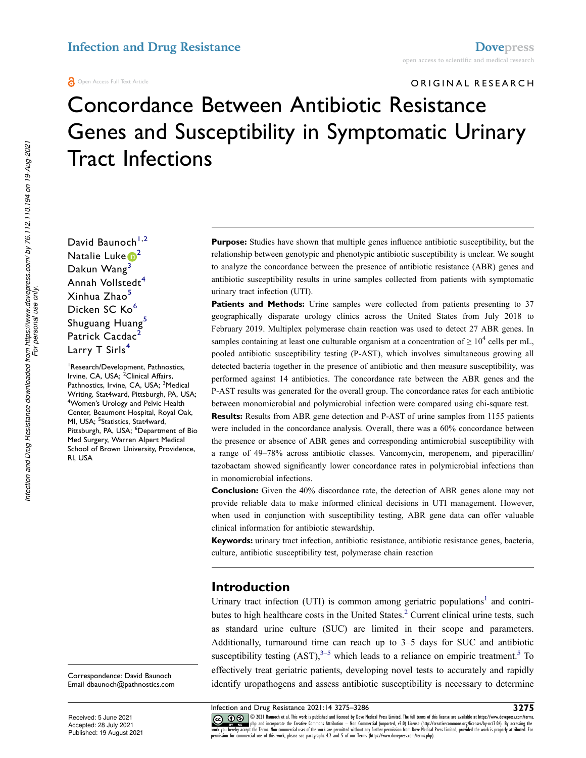ORIGINAL RESEARCH

# Concordance Between Antibiotic Resistance Genes and Susceptibility in Symptomatic Urinary Tract Infections

David Baunoch[1,2]
Natalie Luke[2]
Dakun Wang[3]
Annah Vollstedt[4]
Xinhua Zhao[5]
Dicken SC Ko[6]
Shuguang Huang[5]
Patrick Cacdac[2]
Larry T Sirls[4]

[1]Research/Development, Pathnostics, Irvine, CA, USA; [2]Clinical Affairs, Pathnostics, Irvine, CA, USA; [3]Medical Writing, Stat4ward, Pittsburgh, PA, USA; [4]Women's Urology and Pelvic Health Center, Beaumont Hospital, Royal Oak, MI, USA; [5]Statistics, Stat4ward, Pittsburgh, PA, USA; [6]Department of Bio Med Surgery, Warren Alpert Medical School of Brown University, Providence, RI, USA

**Purpose:** Studies have shown that multiple genes influence antibiotic susceptibility, but the relationship between genotypic and phenotypic antibiotic susceptibility is unclear. We sought to analyze the concordance between the presence of antibiotic resistance (ABR) genes and antibiotic susceptibility results in urine samples collected from patients with symptomatic urinary tract infection (UTI).

**Patients and Methods:** Urine samples were collected from patients presenting to 37 geographically disparate urology clinics across the United States from July 2018 to February 2019. Multiplex polymerase chain reaction was used to detect 27 ABR genes. In samples containing at least one culturable organism at a concentration of $\geq 10^4$ cells per mL, pooled antibiotic susceptibility testing (P-AST), which involves simultaneous growing all detected bacteria together in the presence of antibiotic and then measure susceptibility, was performed against 14 antibiotics. The concordance rate between the ABR genes and the P-AST results was generated for the overall group. The concordance rates for each antibiotic between monomicrobial and polymicrobial infection were compared using chi-square test.

**Results:** Results from ABR gene detection and P-AST of urine samples from 1155 patients were included in the concordance analysis. Overall, there was a 60% concordance between the presence or absence of ABR genes and corresponding antimicrobial susceptibility with a range of 49–78% across antibiotic classes. Vancomycin, meropenem, and piperacillin/tazobactam showed significantly lower concordance rates in polymicrobial infections than in monomicrobial infections.

**Conclusion:** Given the 40% discordance rate, the detection of ABR genes alone may not provide reliable data to make informed clinical decisions in UTI management. However, when used in conjunction with susceptibility testing, ABR gene data can offer valuable clinical information for antibiotic stewardship.

**Keywords:** urinary tract infection, antibiotic resistance, antibiotic resistance genes, bacteria, culture, antibiotic susceptibility test, polymerase chain reaction

## Introduction

Urinary tract infection (UTI) is common among geriatric populations[1] and contributes to high healthcare costs in the United States.[2] Current clinical urine tests, such as standard urine culture (SUC) are limited in their scope and parameters. Additionally, turnaround time can reach up to 3–5 days for SUC and antibiotic susceptibility testing (AST),[3–5] which leads to a reliance on empiric treatment.[5] To effectively treat geriatric patients, developing novel tests to accurately and rapidly identify uropathogens and assess antibiotic susceptibility is necessary to determine

Correspondence: David Baunoch
Email dbaunoch@pathnostics.com

Received: 5 June 2021
Accepted: 28 July 2021
Published: 19 August 2021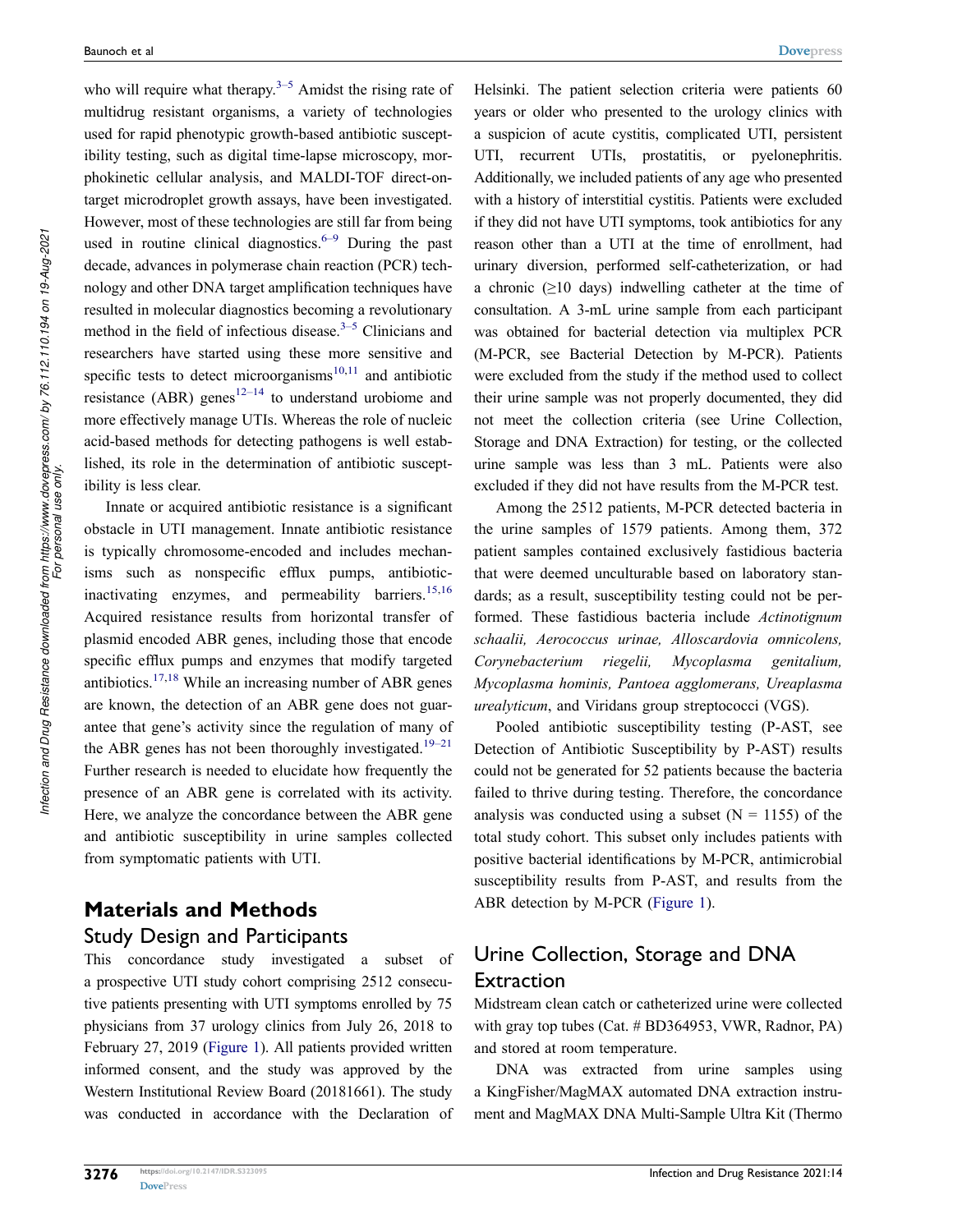who will require what therapy.[3–5] Amidst the rising rate of multidrug resistant organisms, a variety of technologies used for rapid phenotypic growth-based antibiotic susceptibility testing, such as digital time-lapse microscopy, morphokinetic cellular analysis, and MALDI-TOF direct-on-target microdroplet growth assays, have been investigated. However, most of these technologies are still far from being used in routine clinical diagnostics.[6–9] During the past decade, advances in polymerase chain reaction (PCR) technology and other DNA target amplification techniques have resulted in molecular diagnostics becoming a revolutionary method in the field of infectious disease.[3–5] Clinicians and researchers have started using these more sensitive and specific tests to detect microorganisms[10,11] and antibiotic resistance (ABR) genes[12–14] to understand urobiome and more effectively manage UTIs. Whereas the role of nucleic acid-based methods for detecting pathogens is well established, its role in the determination of antibiotic susceptibility is less clear.

Innate or acquired antibiotic resistance is a significant obstacle in UTI management. Innate antibiotic resistance is typically chromosome-encoded and includes mechanisms such as nonspecific efflux pumps, antibiotic-inactivating enzymes, and permeability barriers.[15,16] Acquired resistance results from horizontal transfer of plasmid encoded ABR genes, including those that encode specific efflux pumps and enzymes that modify targeted antibiotics.[17,18] While an increasing number of ABR genes are known, the detection of an ABR gene does not guarantee that gene's activity since the regulation of many of the ABR genes has not been thoroughly investigated.[19–21] Further research is needed to elucidate how frequently the presence of an ABR gene is correlated with its activity. Here, we analyze the concordance between the ABR gene and antibiotic susceptibility in urine samples collected from symptomatic patients with UTI.

## Materials and Methods

### Study Design and Participants

This concordance study investigated a subset of a prospective UTI study cohort comprising 2512 consecutive patients presenting with UTI symptoms enrolled by 75 physicians from 37 urology clinics from July 26, 2018 to February 27, 2019 (Figure 1). All patients provided written informed consent, and the study was approved by the Western Institutional Review Board (20181661). The study was conducted in accordance with the Declaration of Helsinki. The patient selection criteria were patients 60 years or older who presented to the urology clinics with a suspicion of acute cystitis, complicated UTI, persistent UTI, recurrent UTIs, prostatitis, or pyelonephritis. Additionally, we included patients of any age who presented with a history of interstitial cystitis. Patients were excluded if they did not have UTI symptoms, took antibiotics for any reason other than a UTI at the time of enrollment, had urinary diversion, performed self-catheterization, or had a chronic (≥10 days) indwelling catheter at the time of consultation. A 3-mL urine sample from each participant was obtained for bacterial detection via multiplex PCR (M-PCR, see Bacterial Detection by M-PCR). Patients were excluded from the study if the method used to collect their urine sample was not properly documented, they did not meet the collection criteria (see Urine Collection, Storage and DNA Extraction) for testing, or the collected urine sample was less than 3 mL. Patients were also excluded if they did not have results from the M-PCR test.

Among the 2512 patients, M-PCR detected bacteria in the urine samples of 1579 patients. Among them, 372 patient samples contained exclusively fastidious bacteria that were deemed unculturable based on laboratory standards; as a result, susceptibility testing could not be performed. These fastidious bacteria include *Actinotignum schaalii, Aerococcus urinae, Alloscardovia omnicolens, Corynebacterium riegelii, Mycoplasma genitalium, Mycoplasma hominis, Pantoea agglomerans, Ureaplasma urealyticum*, and Viridans group streptococci (VGS).

Pooled antibiotic susceptibility testing (P-AST, see Detection of Antibiotic Susceptibility by P-AST) results could not be generated for 52 patients because the bacteria failed to thrive during testing. Therefore, the concordance analysis was conducted using a subset (N = 1155) of the total study cohort. This subset only includes patients with positive bacterial identifications by M-PCR, antimicrobial susceptibility results from P-AST, and results from the ABR detection by M-PCR (Figure 1).

### Urine Collection, Storage and DNA Extraction

Midstream clean catch or catheterized urine were collected with gray top tubes (Cat. # BD364953, VWR, Radnor, PA) and stored at room temperature.

DNA was extracted from urine samples using a KingFisher/MagMAX automated DNA extraction instrument and MagMAX DNA Multi-Sample Ultra Kit (Thermo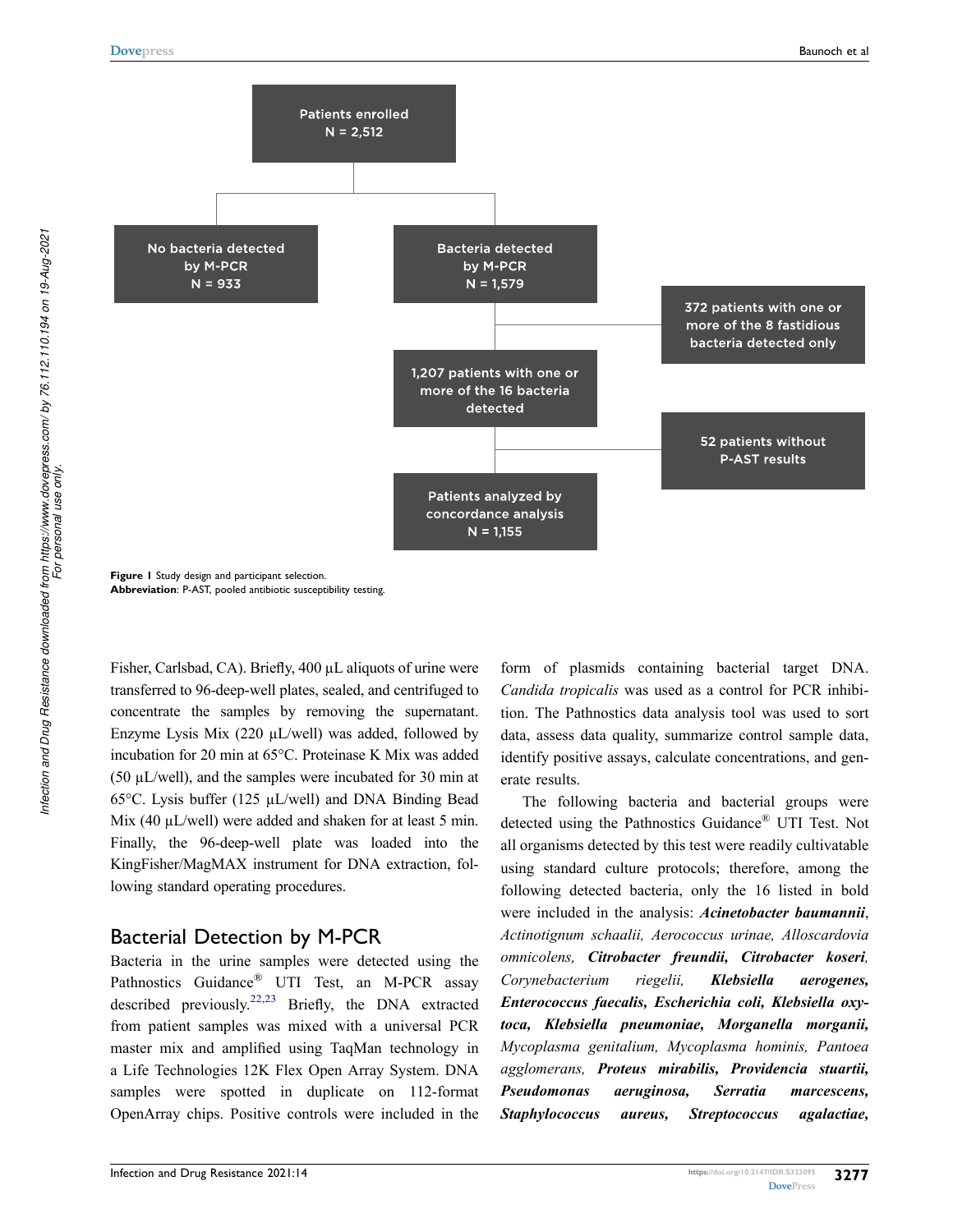Patients enrolled
N = 2,512

No bacteria detected by M-PCR
N = 933

Bacteria detected by M-PCR
N = 1,579

372 patients with one or more of the 8 fastidious bacteria detected only

1,207 patients with one or more of the 16 bacteria detected

52 patients without P-AST results

Patients analyzed by concordance analysis
N = 1,155

**Figure 1** Study design and participant selection.
**Abbreviation**: P-AST, pooled antibiotic susceptibility testing.

Fisher, Carlsbad, CA). Briefly, 400 µL aliquots of urine were transferred to 96-deep-well plates, sealed, and centrifuged to concentrate the samples by removing the supernatant. Enzyme Lysis Mix (220 µL/well) was added, followed by incubation for 20 min at 65°C. Proteinase K Mix was added (50 µL/well), and the samples were incubated for 30 min at 65°C. Lysis buffer (125 µL/well) and DNA Binding Bead Mix (40 µL/well) were added and shaken for at least 5 min. Finally, the 96-deep-well plate was loaded into the KingFisher/MagMAX instrument for DNA extraction, following standard operating procedures.

## Bacterial Detection by M-PCR

Bacteria in the urine samples were detected using the Pathnostics Guidance® UTI Test, an M-PCR assay described previously.[22,23] Briefly, the DNA extracted from patient samples was mixed with a universal PCR master mix and amplified using TaqMan technology in a Life Technologies 12K Flex Open Array System. DNA samples were spotted in duplicate on 112-format OpenArray chips. Positive controls were included in the form of plasmids containing bacterial target DNA. *Candida tropicalis* was used as a control for PCR inhibition. The Pathnostics data analysis tool was used to sort data, assess data quality, summarize control sample data, identify positive assays, calculate concentrations, and generate results.

The following bacteria and bacterial groups were detected using the Pathnostics Guidance® UTI Test. Not all organisms detected by this test were readily cultivatable using standard culture protocols; therefore, among the following detected bacteria, only the 16 listed in bold were included in the analysis: ***Acinetobacter baumannii***, *Actinotignum schaalii, Aerococcus urinae, Alloscardovia omnicolens,* ***Citrobacter freundii, Citrobacter koseri***, *Corynebacterium riegelii,* ***Klebsiella aerogenes, Enterococcus faecalis, Escherichia coli, Klebsiella oxytoca, Klebsiella pneumoniae, Morganella morganii,*** *Mycoplasma genitalium, Mycoplasma hominis, Pantoea agglomerans,* ***Proteus mirabilis, Providencia stuartii, Pseudomonas aeruginosa, Serratia marcescens, Staphylococcus aureus, Streptococcus agalactiae,***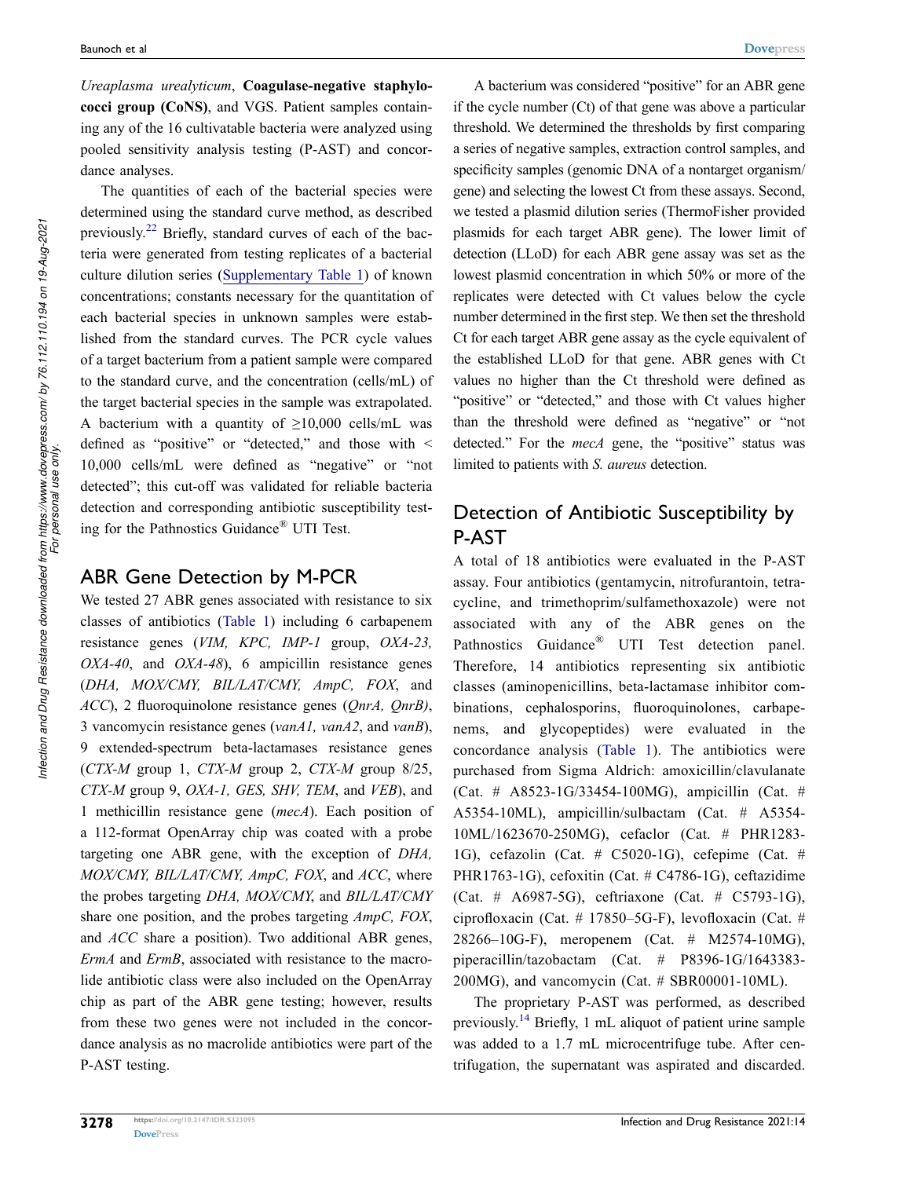*Ureaplasma urealyticum*, **Coagulase-negative staphylococci group (CoNS)**, and VGS. Patient samples containing any of the 16 cultivatable bacteria were analyzed using pooled sensitivity analysis testing (P-AST) and concordance analyses.

The quantities of each of the bacterial species were determined using the standard curve method, as described previously.[22] Briefly, standard curves of each of the bacteria were generated from testing replicates of a bacterial culture dilution series (Supplementary Table 1) of known concentrations; constants necessary for the quantitation of each bacterial species in unknown samples were established from the standard curves. The PCR cycle values of a target bacterium from a patient sample were compared to the standard curve, and the concentration (cells/mL) of the target bacterial species in the sample was extrapolated. A bacterium with a quantity of ≥10,000 cells/mL was defined as "positive" or "detected," and those with < 10,000 cells/mL were defined as "negative" or "not detected"; this cut-off was validated for reliable bacteria detection and corresponding antibiotic susceptibility testing for the Pathnostics Guidance® UTI Test.

## ABR Gene Detection by M-PCR

We tested 27 ABR genes associated with resistance to six classes of antibiotics (Table 1) including 6 carbapenem resistance genes (*VIM, KPC, IMP-1* group, *OXA-23, OXA-40*, and *OXA-48*), 6 ampicillin resistance genes (*DHA, MOX/CMY, BIL/LAT/CMY, AmpC, FOX*, and *ACC*), 2 fluoroquinolone resistance genes (*QnrA, QnrB)*, 3 vancomycin resistance genes (*vanA1, vanA2*, and *vanB*), 9 extended-spectrum beta-lactamases resistance genes (*CTX-M* group 1, *CTX-M* group 2, *CTX-M* group 8/25, *CTX-M* group 9, *OXA-1, GES, SHV, TEM*, and *VEB*), and 1 methicillin resistance gene (*mecA*). Each position of a 112-format OpenArray chip was coated with a probe targeting one ABR gene, with the exception of *DHA, MOX/CMY, BIL/LAT/CMY, AmpC, FOX*, and *ACC*, where the probes targeting *DHA, MOX/CMY*, and *BIL/LAT/CMY* share one position, and the probes targeting *AmpC, FOX*, and *ACC* share a position). Two additional ABR genes, *ErmA* and *ErmB*, associated with resistance to the macrolide antibiotic class were also included on the OpenArray chip as part of the ABR gene testing; however, results from these two genes were not included in the concordance analysis as no macrolide antibiotics were part of the P-AST testing.

A bacterium was considered "positive" for an ABR gene if the cycle number (Ct) of that gene was above a particular threshold. We determined the thresholds by first comparing a series of negative samples, extraction control samples, and specificity samples (genomic DNA of a nontarget organism/gene) and selecting the lowest Ct from these assays. Second, we tested a plasmid dilution series (ThermoFisher provided plasmids for each target ABR gene). The lower limit of detection (LLoD) for each ABR gene assay was set as the lowest plasmid concentration in which 50% or more of the replicates were detected with Ct values below the cycle number determined in the first step. We then set the threshold Ct for each target ABR gene assay as the cycle equivalent of the established LLoD for that gene. ABR genes with Ct values no higher than the Ct threshold were defined as "positive" or "detected," and those with Ct values higher than the threshold were defined as "negative" or "not detected." For the *mecA* gene, the "positive" status was limited to patients with *S. aureus* detection.

## Detection of Antibiotic Susceptibility by P-AST

A total of 18 antibiotics were evaluated in the P-AST assay. Four antibiotics (gentamycin, nitrofurantoin, tetracycline, and trimethoprim/sulfamethoxazole) were not associated with any of the ABR genes on the Pathnostics Guidance® UTI Test detection panel. Therefore, 14 antibiotics representing six antibiotic classes (aminopenicillins, beta-lactamase inhibitor combinations, cephalosporins, fluoroquinolones, carbapenems, and glycopeptides) were evaluated in the concordance analysis (Table 1). The antibiotics were purchased from Sigma Aldrich: amoxicillin/clavulanate (Cat. # A8523-1G/33454-100MG), ampicillin (Cat. # A5354-10ML), ampicillin/sulbactam (Cat. # A5354-10ML/1623670-250MG), cefaclor (Cat. # PHR1283-1G), cefazolin (Cat. # C5020-1G), cefepime (Cat. # PHR1763-1G), cefoxitin (Cat. # C4786-1G), ceftazidime (Cat. # A6987-5G), ceftriaxone (Cat. # C5793-1G), ciprofloxacin (Cat. # 17850–5G-F), levofloxacin (Cat. # 28266–10G-F), meropenem (Cat. # M2574-10MG), piperacillin/tazobactam (Cat. # P8396-1G/1643383-200MG), and vancomycin (Cat. # SBR00001-10ML).

The proprietary P-AST was performed, as described previously.[14] Briefly, 1 mL aliquot of patient urine sample was added to a 1.7 mL microcentrifuge tube. After centrifugation, the supernatant was aspirated and discarded.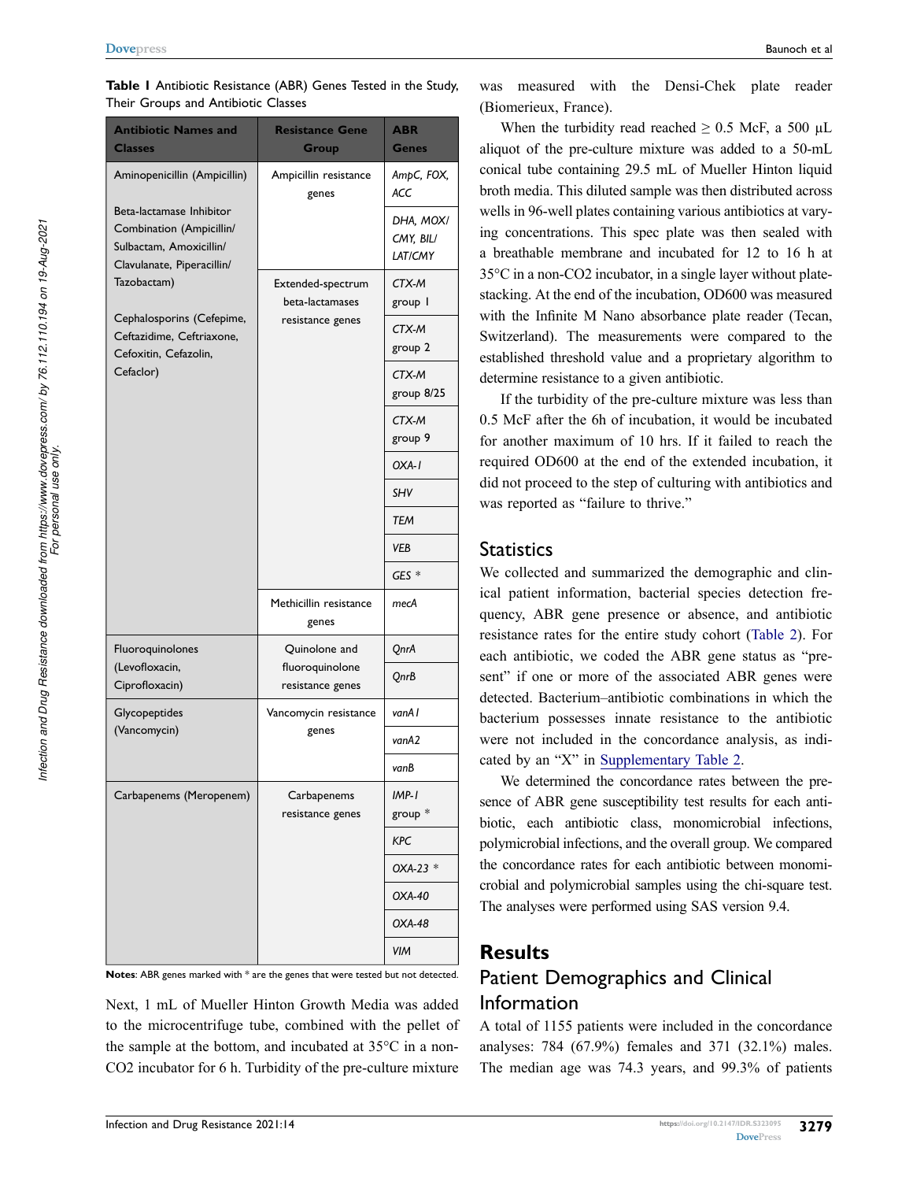**Table 1** Antibiotic Resistance (ABR) Genes Tested in the Study, Their Groups and Antibiotic Classes

| Antibiotic Names and Classes | Resistance Gene Group | ABR Genes |
|---|---|---|
| Aminopenicillin (Ampicillin)<br><br>Beta-lactamase Inhibitor Combination (Ampicillin/ Sulbactam, Amoxicillin/ Clavulanate, Piperacillin/ Tazobactam)<br><br>Cephalosporins (Cefepime, Ceftazidime, Ceftriaxone, Cefoxitin, Cefazolin, Cefaclor) | Ampicillin resistance genes | *AmpC, FOX, ACC* |
| | | *DHA, MOX/ CMY, BIL/ LAT/CMY* |
| | Extended-spectrum beta-lactamases resistance genes | *CTX-M group 1* |
| | | *CTX-M group 2* |
| | | *CTX-M group 8/25* |
| | | *CTX-M group 9* |
| | | *OXA-1* |
| | | *SHV* |
| | | *TEM* |
| | | *VEB* |
| | | *GES* * |
| | Methicillin resistance genes | *mecA* |
| Fluoroquinolones (Levofloxacin, Ciprofloxacin) | Quinolone and fluoroquinolone resistance genes | *QnrA* |
| | | *QnrB* |
| Glycopeptides (Vancomycin) | Vancomycin resistance genes | *vanA1* |
| | | *vanA2* |
| | | *vanB* |
| Carbapenems (Meropenem) | Carbapenems resistance genes | *IMP-1 group* * |
| | | *KPC* |
| | | *OXA-23* * |
| | | *OXA-40* |
| | | *OXA-48* |
| | | *VIM* |

**Notes**: ABR genes marked with * are the genes that were tested but not detected.

Next, 1 mL of Mueller Hinton Growth Media was added to the microcentrifuge tube, combined with the pellet of the sample at the bottom, and incubated at 35°C in a non-CO2 incubator for 6 h. Turbidity of the pre-culture mixture was measured with the Densi-Chek plate reader (Biomerieux, France).

When the turbidity read reached ≥ 0.5 McF, a 500 µL aliquot of the pre-culture mixture was added to a 50-mL conical tube containing 29.5 mL of Mueller Hinton liquid broth media. This diluted sample was then distributed across wells in 96-well plates containing various antibiotics at varying concentrations. This spec plate was then sealed with a breathable membrane and incubated for 12 to 16 h at 35°C in a non-CO2 incubator, in a single layer without plate-stacking. At the end of the incubation, OD600 was measured with the Infinite M Nano absorbance plate reader (Tecan, Switzerland). The measurements were compared to the established threshold value and a proprietary algorithm to determine resistance to a given antibiotic.

If the turbidity of the pre-culture mixture was less than 0.5 McF after the 6h of incubation, it would be incubated for another maximum of 10 hrs. If it failed to reach the required OD600 at the end of the extended incubation, it did not proceed to the step of culturing with antibiotics and was reported as "failure to thrive."

## Statistics

We collected and summarized the demographic and clinical patient information, bacterial species detection frequency, ABR gene presence or absence, and antibiotic resistance rates for the entire study cohort (Table 2). For each antibiotic, we coded the ABR gene status as "present" if one or more of the associated ABR genes were detected. Bacterium–antibiotic combinations in which the bacterium possesses innate resistance to the antibiotic were not included in the concordance analysis, as indicated by an "X" in Supplementary Table 2.

We determined the concordance rates between the presence of ABR gene susceptibility test results for each antibiotic, each antibiotic class, monomicrobial infections, polymicrobial infections, and the overall group. We compared the concordance rates for each antibiotic between monomicrobial and polymicrobial samples using the chi-square test. The analyses were performed using SAS version 9.4.

# Results

## Patient Demographics and Clinical Information

A total of 1155 patients were included in the concordance analyses: 784 (67.9%) females and 371 (32.1%) males. The median age was 74.3 years, and 99.3% of patients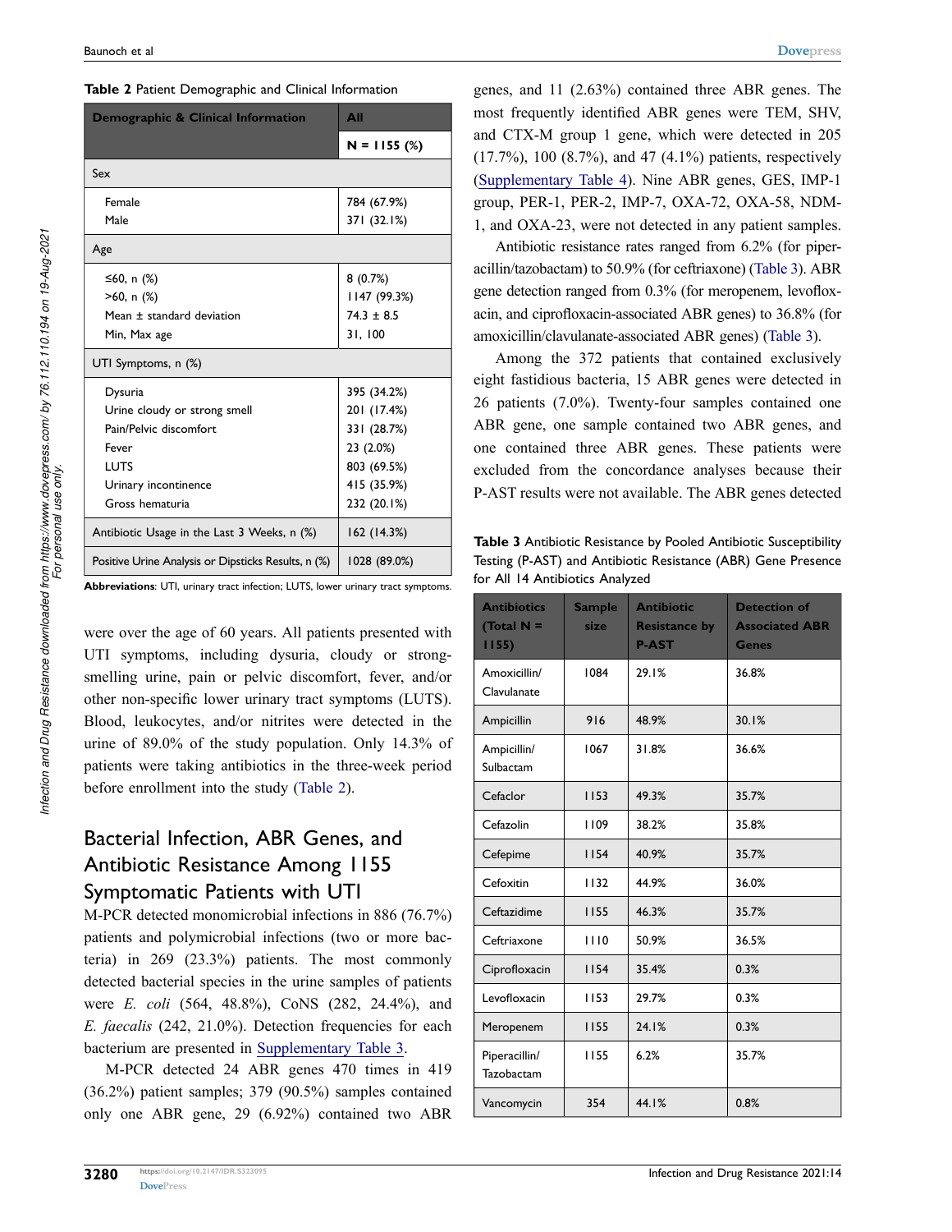**Table 2** Patient Demographic and Clinical Information

| Demographic & Clinical Information | All |
|---|---|
| | N = 1155 (%) |
| Sex | |
| Female | 784 (67.9%) |
| Male | 371 (32.1%) |
| Age | |
| ≤60, n (%) | 8 (0.7%) |
| >60, n (%) | 1147 (99.3%) |
| Mean ± standard deviation | 74.3 ± 8.5 |
| Min, Max age | 31, 100 |
| UTI Symptoms, n (%) | |
| Dysuria | 395 (34.2%) |
| Urine cloudy or strong smell | 201 (17.4%) |
| Pain/Pelvic discomfort | 331 (28.7%) |
| Fever | 23 (2.0%) |
| LUTS | 803 (69.5%) |
| Urinary incontinence | 415 (35.9%) |
| Gross hematuria | 232 (20.1%) |
| Antibiotic Usage in the Last 3 Weeks, n (%) | 162 (14.3%) |
| Positive Urine Analysis or Dipsticks Results, n (%) | 1028 (89.0%) |

**Abbreviations**: UTI, urinary tract infection; LUTS, lower urinary tract symptoms.

were over the age of 60 years. All patients presented with UTI symptoms, including dysuria, cloudy or strong-smelling urine, pain or pelvic discomfort, fever, and/or other non-specific lower urinary tract symptoms (LUTS). Blood, leukocytes, and/or nitrites were detected in the urine of 89.0% of the study population. Only 14.3% of patients were taking antibiotics in the three-week period before enrollment into the study (Table 2).

## Bacterial Infection, ABR Genes, and Antibiotic Resistance Among 1155 Symptomatic Patients with UTI

M-PCR detected monomicrobial infections in 886 (76.7%) patients and polymicrobial infections (two or more bacteria) in 269 (23.3%) patients. The most commonly detected bacterial species in the urine samples of patients were *E. coli* (564, 48.8%), CoNS (282, 24.4%), and *E. faecalis* (242, 21.0%). Detection frequencies for each bacterium are presented in Supplementary Table 3.

M-PCR detected 24 ABR genes 470 times in 419 (36.2%) patient samples; 379 (90.5%) samples contained only one ABR gene, 29 (6.92%) contained two ABR genes, and 11 (2.63%) contained three ABR genes. The most frequently identified ABR genes were TEM, SHV, and CTX-M group 1 gene, which were detected in 205 (17.7%), 100 (8.7%), and 47 (4.1%) patients, respectively (Supplementary Table 4). Nine ABR genes, GES, IMP-1 group, PER-1, PER-2, IMP-7, OXA-72, OXA-58, NDM-1, and OXA-23, were not detected in any patient samples.

Antibiotic resistance rates ranged from 6.2% (for piperacillin/tazobactam) to 50.9% (for ceftriaxone) (Table 3). ABR gene detection ranged from 0.3% (for meropenem, levofloxacin, and ciprofloxacin-associated ABR genes) to 36.8% (for amoxicillin/clavulanate-associated ABR genes) (Table 3).

Among the 372 patients that contained exclusively eight fastidious bacteria, 15 ABR genes were detected in 26 patients (7.0%). Twenty-four samples contained one ABR gene, one sample contained two ABR genes, and one contained three ABR genes. These patients were excluded from the concordance analyses because their P-AST results were not available. The ABR genes detected

**Table 3** Antibiotic Resistance by Pooled Antibiotic Susceptibility Testing (P-AST) and Antibiotic Resistance (ABR) Gene Presence for All 14 Antibiotics Analyzed

| Antibiotics (Total N = 1155) | Sample size | Antibiotic Resistance by P-AST | Detection of Associated ABR Genes |
|---|---|---|---|
| Amoxicillin/Clavulanate | 1084 | 29.1% | 36.8% |
| Ampicillin | 916 | 48.9% | 30.1% |
| Ampicillin/Sulbactam | 1067 | 31.8% | 36.6% |
| Cefaclor | 1153 | 49.3% | 35.7% |
| Cefazolin | 1109 | 38.2% | 35.8% |
| Cefepime | 1154 | 40.9% | 35.7% |
| Cefoxitin | 1132 | 44.9% | 36.0% |
| Ceftazidime | 1155 | 46.3% | 35.7% |
| Ceftriaxone | 1110 | 50.9% | 36.5% |
| Ciprofloxacin | 1154 | 35.4% | 0.3% |
| Levofloxacin | 1153 | 29.7% | 0.3% |
| Meropenem | 1155 | 24.1% | 0.3% |
| Piperacillin/Tazobactam | 1155 | 6.2% | 35.7% |
| Vancomycin | 354 | 44.1% | 0.8% |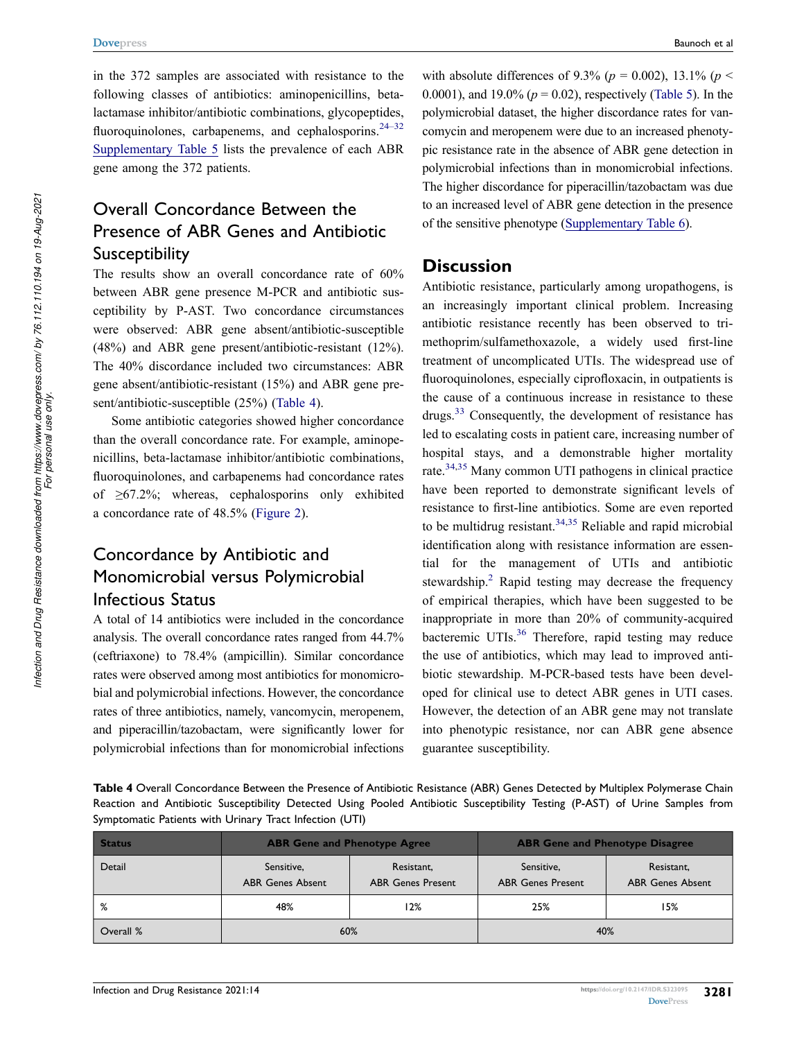in the 372 samples are associated with resistance to the following classes of antibiotics: aminopenicillins, beta-lactamase inhibitor/antibiotic combinations, glycopeptides, fluoroquinolones, carbapenems, and cephalosporins.[24–32] Supplementary Table 5 lists the prevalence of each ABR gene among the 372 patients.

## Overall Concordance Between the Presence of ABR Genes and Antibiotic Susceptibility

The results show an overall concordance rate of 60% between ABR gene presence M-PCR and antibiotic susceptibility by P-AST. Two concordance circumstances were observed: ABR gene absent/antibiotic-susceptible (48%) and ABR gene present/antibiotic-resistant (12%). The 40% discordance included two circumstances: ABR gene absent/antibiotic-resistant (15%) and ABR gene present/antibiotic-susceptible (25%) (Table 4).

Some antibiotic categories showed higher concordance than the overall concordance rate. For example, aminopenicillins, beta-lactamase inhibitor/antibiotic combinations, fluoroquinolones, and carbapenems had concordance rates of ≥67.2%; whereas, cephalosporins only exhibited a concordance rate of 48.5% (Figure 2).

## Concordance by Antibiotic and Monomicrobial versus Polymicrobial Infectious Status

A total of 14 antibiotics were included in the concordance analysis. The overall concordance rates ranged from 44.7% (ceftriaxone) to 78.4% (ampicillin). Similar concordance rates were observed among most antibiotics for monomicrobial and polymicrobial infections. However, the concordance rates of three antibiotics, namely, vancomycin, meropenem, and piperacillin/tazobactam, were significantly lower for polymicrobial infections than for monomicrobial infections with absolute differences of 9.3% ($p = 0.002$), 13.1% ($p < 0.0001$), and 19.0% ($p = 0.02$), respectively (Table 5). In the polymicrobial dataset, the higher discordance rates for vancomycin and meropenem were due to an increased phenotypic resistance rate in the absence of ABR gene detection in polymicrobial infections than in monomicrobial infections. The higher discordance for piperacillin/tazobactam was due to an increased level of ABR gene detection in the presence of the sensitive phenotype (Supplementary Table 6).

# Discussion

Antibiotic resistance, particularly among uropathogens, is an increasingly important clinical problem. Increasing antibiotic resistance recently has been observed to trimethoprim/sulfamethoxazole, a widely used first-line treatment of uncomplicated UTIs. The widespread use of fluoroquinolones, especially ciprofloxacin, in outpatients is the cause of a continuous increase in resistance to these drugs.[33] Consequently, the development of resistance has led to escalating costs in patient care, increasing number of hospital stays, and a demonstrable higher mortality rate.[34,35] Many common UTI pathogens in clinical practice have been reported to demonstrate significant levels of resistance to first-line antibiotics. Some are even reported to be multidrug resistant.[34,35] Reliable and rapid microbial identification along with resistance information are essential for the management of UTIs and antibiotic stewardship.[2] Rapid testing may decrease the frequency of empirical therapies, which have been suggested to be inappropriate in more than 20% of community-acquired bacteremic UTIs.[36] Therefore, rapid testing may reduce the use of antibiotics, which may lead to improved antibiotic stewardship. M-PCR-based tests have been developed for clinical use to detect ABR genes in UTI cases. However, the detection of an ABR gene may not translate into phenotypic resistance, nor can ABR gene absence guarantee susceptibility.

**Table 4** Overall Concordance Between the Presence of Antibiotic Resistance (ABR) Genes Detected by Multiplex Polymerase Chain Reaction and Antibiotic Susceptibility Detected Using Pooled Antibiotic Susceptibility Testing (P-AST) of Urine Samples from Symptomatic Patients with Urinary Tract Infection (UTI)

| Status | ABR Gene and Phenotype Agree | | ABR Gene and Phenotype Disagree | |
|---|---|---|---|---|
| Detail | Sensitive, ABR Genes Absent | Resistant, ABR Genes Present | Sensitive, ABR Genes Present | Resistant, ABR Genes Absent |
| % | 48% | 12% | 25% | 15% |
| Overall % | 60% | | 40% | |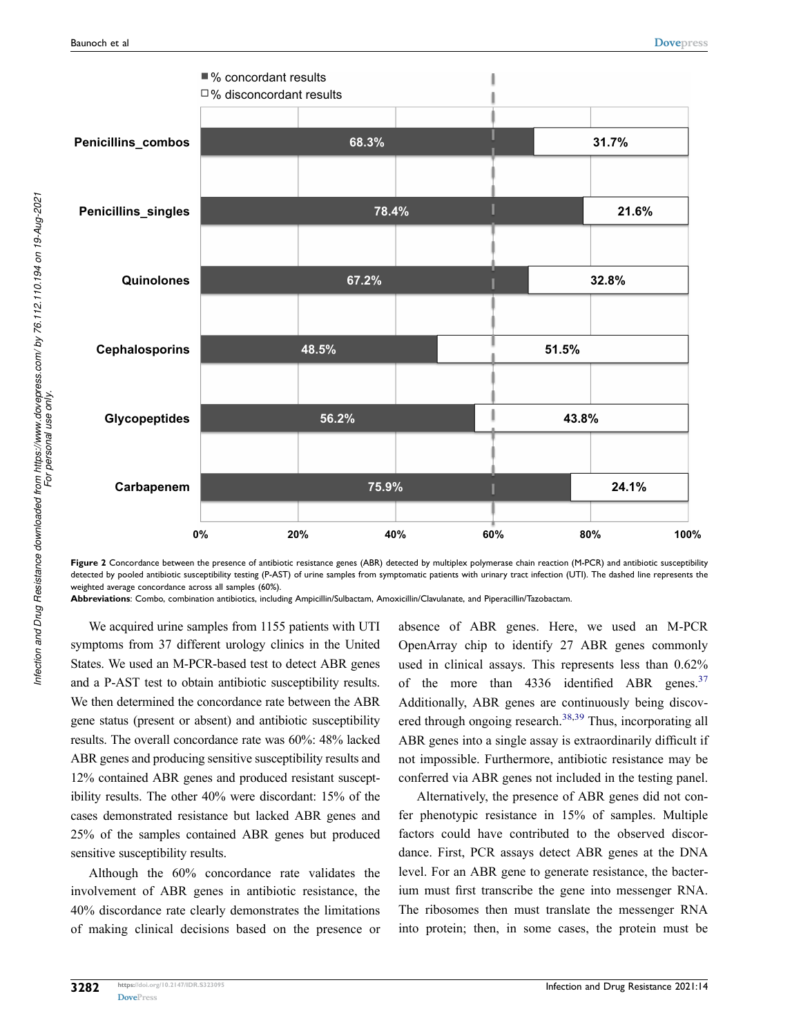| | % concordant results | % disconcordant results |
|---|---|---|
| Penicillins_combos | 68.3% | 31.7% |
| Penicillins_singles | 78.4% | 21.6% |
| Quinolones | 67.2% | 32.8% |
| Cephalosporins | 48.5% | 51.5% |
| Glycopeptides | 56.2% | 43.8% |
| Carbapenem | 75.9% | 24.1% |

**Figure 2** Concordance between the presence of antibiotic resistance genes (ABR) detected by multiplex polymerase chain reaction (M-PCR) and antibiotic susceptibility detected by pooled antibiotic susceptibility testing (P-AST) of urine samples from symptomatic patients with urinary tract infection (UTI). The dashed line represents the weighted average concordance across all samples (60%).

**Abbreviations**: Combo, combination antibiotics, including Ampicillin/Sulbactam, Amoxicillin/Clavulanate, and Piperacillin/Tazobactam.

We acquired urine samples from 1155 patients with UTI symptoms from 37 different urology clinics in the United States. We used an M-PCR-based test to detect ABR genes and a P-AST test to obtain antibiotic susceptibility results. We then determined the concordance rate between the ABR gene status (present or absent) and antibiotic susceptibility results. The overall concordance rate was 60%: 48% lacked ABR genes and producing sensitive susceptibility results and 12% contained ABR genes and produced resistant susceptibility results. The other 40% were discordant: 15% of the cases demonstrated resistance but lacked ABR genes and 25% of the samples contained ABR genes but produced sensitive susceptibility results.

Although the 60% concordance rate validates the involvement of ABR genes in antibiotic resistance, the 40% discordance rate clearly demonstrates the limitations of making clinical decisions based on the presence or absence of ABR genes. Here, we used an M-PCR OpenArray chip to identify 27 ABR genes commonly used in clinical assays. This represents less than 0.62% of the more than 4336 identified ABR genes.[37] Additionally, ABR genes are continuously being discovered through ongoing research.[38,39] Thus, incorporating all ABR genes into a single assay is extraordinarily difficult if not impossible. Furthermore, antibiotic resistance may be conferred via ABR genes not included in the testing panel.

Alternatively, the presence of ABR genes did not confer phenotypic resistance in 15% of samples. Multiple factors could have contributed to the observed discordance. First, PCR assays detect ABR genes at the DNA level. For an ABR gene to generate resistance, the bacterium must first transcribe the gene into messenger RNA. The ribosomes then must translate the messenger RNA into protein; then, in some cases, the protein must be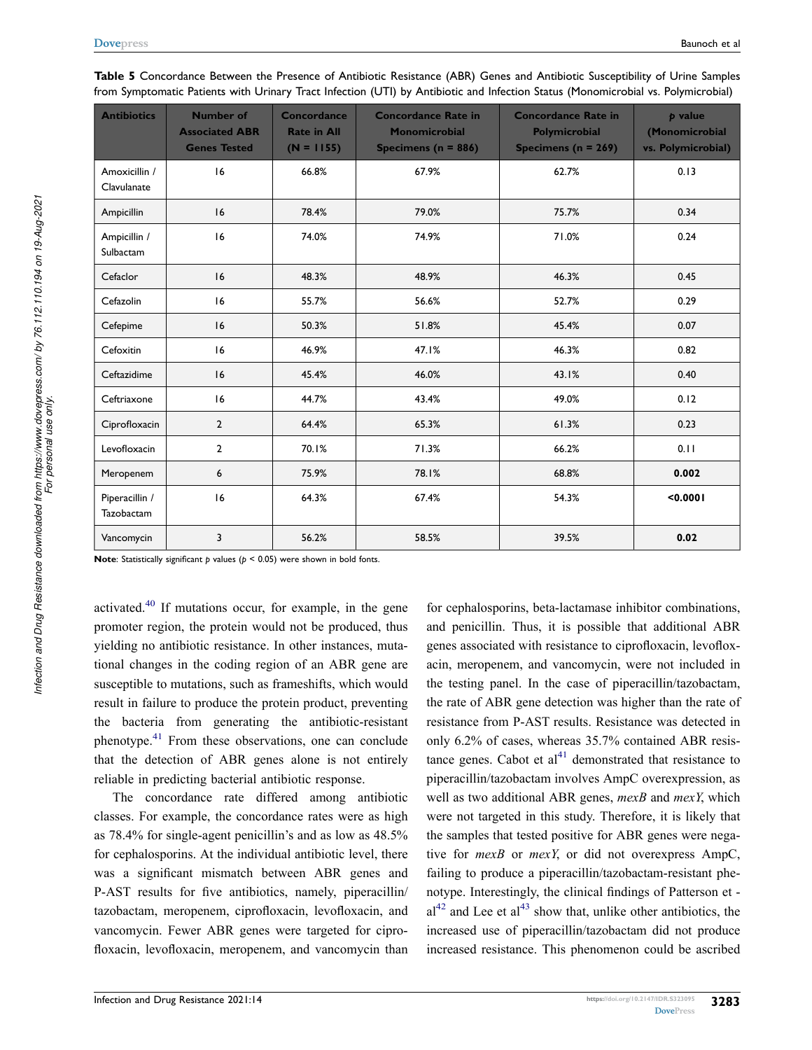**Table 5** Concordance Between the Presence of Antibiotic Resistance (ABR) Genes and Antibiotic Susceptibility of Urine Samples from Symptomatic Patients with Urinary Tract Infection (UTI) by Antibiotic and Infection Status (Monomicrobial vs. Polymicrobial)

| Antibiotics | Number of Associated ABR Genes Tested | Concordance Rate in All (N = 1155) | Concordance Rate in Monomicrobial Specimens (n = 886) | Concordance Rate in Polymicrobial Specimens (n = 269) | *p* value (Monomicrobial vs. Polymicrobial) |
|---|---|---|---|---|---|
| Amoxicillin / Clavulanate | 16 | 66.8% | 67.9% | 62.7% | 0.13 |
| Ampicillin | 16 | 78.4% | 79.0% | 75.7% | 0.34 |
| Ampicillin / Sulbactam | 16 | 74.0% | 74.9% | 71.0% | 0.24 |
| Cefaclor | 16 | 48.3% | 48.9% | 46.3% | 0.45 |
| Cefazolin | 16 | 55.7% | 56.6% | 52.7% | 0.29 |
| Cefepime | 16 | 50.3% | 51.8% | 45.4% | 0.07 |
| Cefoxitin | 16 | 46.9% | 47.1% | 46.3% | 0.82 |
| Ceftazidime | 16 | 45.4% | 46.0% | 43.1% | 0.40 |
| Ceftriaxone | 16 | 44.7% | 43.4% | 49.0% | 0.12 |
| Ciprofloxacin | 2 | 64.4% | 65.3% | 61.3% | 0.23 |
| Levofloxacin | 2 | 70.1% | 71.3% | 66.2% | 0.11 |
| Meropenem | 6 | 75.9% | 78.1% | 68.8% | **0.002** |
| Piperacillin / Tazobactam | 16 | 64.3% | 67.4% | 54.3% | **<0.0001** |
| Vancomycin | 3 | 56.2% | 58.5% | 39.5% | **0.02** |

**Note**: Statistically significant *p* values ($p < 0.05$) were shown in bold fonts.

activated.[40] If mutations occur, for example, in the gene promoter region, the protein would not be produced, thus yielding no antibiotic resistance. In other instances, mutational changes in the coding region of an ABR gene are susceptible to mutations, such as frameshifts, which would result in failure to produce the protein product, preventing the bacteria from generating the antibiotic-resistant phenotype.[41] From these observations, one can conclude that the detection of ABR genes alone is not entirely reliable in predicting bacterial antibiotic response.

The concordance rate differed among antibiotic classes. For example, the concordance rates were as high as 78.4% for single-agent penicillin's and as low as 48.5% for cephalosporins. At the individual antibiotic level, there was a significant mismatch between ABR genes and P-AST results for five antibiotics, namely, piperacillin/tazobactam, meropenem, ciprofloxacin, levofloxacin, and vancomycin. Fewer ABR genes were targeted for ciprofloxacin, levofloxacin, meropenem, and vancomycin than for cephalosporins, beta-lactamase inhibitor combinations, and penicillin. Thus, it is possible that additional ABR genes associated with resistance to ciprofloxacin, levofloxacin, meropenem, and vancomycin, were not included in the testing panel. In the case of piperacillin/tazobactam, the rate of ABR gene detection was higher than the rate of resistance from P-AST results. Resistance was detected in only 6.2% of cases, whereas 35.7% contained ABR resistance genes. Cabot et al[41] demonstrated that resistance to piperacillin/tazobactam involves AmpC overexpression, as well as two additional ABR genes, *mexB* and *mexY*, which were not targeted in this study. Therefore, it is likely that the samples that tested positive for ABR genes were negative for *mexB* or *mexY*, or did not overexpress AmpC, failing to produce a piperacillin/tazobactam-resistant phenotype. Interestingly, the clinical findings of Patterson et al[42] and Lee et al[43] show that, unlike other antibiotics, the increased use of piperacillin/tazobactam did not produce increased resistance. This phenomenon could be ascribed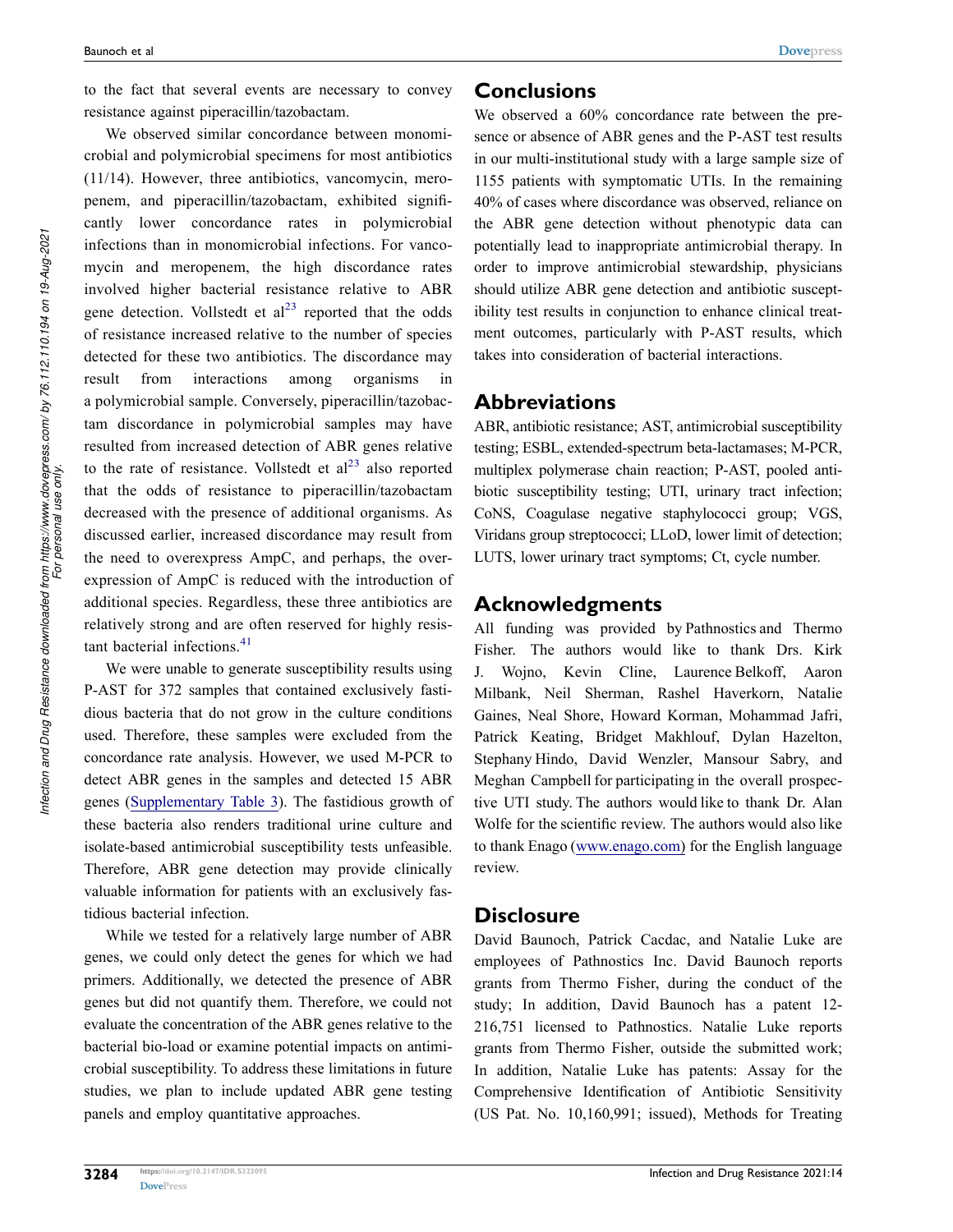to the fact that several events are necessary to convey resistance against piperacillin/tazobactam.

We observed similar concordance between monomicrobial and polymicrobial specimens for most antibiotics (11/14). However, three antibiotics, vancomycin, meropenem, and piperacillin/tazobactam, exhibited significantly lower concordance rates in polymicrobial infections than in monomicrobial infections. For vancomycin and meropenem, the high discordance rates involved higher bacterial resistance relative to ABR gene detection. Vollstedt et al[23] reported that the odds of resistance increased relative to the number of species detected for these two antibiotics. The discordance may result from interactions among organisms in a polymicrobial sample. Conversely, piperacillin/tazobactam discordance in polymicrobial samples may have resulted from increased detection of ABR genes relative to the rate of resistance. Vollstedt et al[23] also reported that the odds of resistance to piperacillin/tazobactam decreased with the presence of additional organisms. As discussed earlier, increased discordance may result from the need to overexpress AmpC, and perhaps, the overexpression of AmpC is reduced with the introduction of additional species. Regardless, these three antibiotics are relatively strong and are often reserved for highly resistant bacterial infections.[41]

We were unable to generate susceptibility results using P-AST for 372 samples that contained exclusively fastidious bacteria that do not grow in the culture conditions used. Therefore, these samples were excluded from the concordance rate analysis. However, we used M-PCR to detect ABR genes in the samples and detected 15 ABR genes (Supplementary Table 3). The fastidious growth of these bacteria also renders traditional urine culture and isolate-based antimicrobial susceptibility tests unfeasible. Therefore, ABR gene detection may provide clinically valuable information for patients with an exclusively fastidious bacterial infection.

While we tested for a relatively large number of ABR genes, we could only detect the genes for which we had primers. Additionally, we detected the presence of ABR genes but did not quantify them. Therefore, we could not evaluate the concentration of the ABR genes relative to the bacterial bio-load or examine potential impacts on antimicrobial susceptibility. To address these limitations in future studies, we plan to include updated ABR gene testing panels and employ quantitative approaches.

## Conclusions

We observed a 60% concordance rate between the presence or absence of ABR genes and the P-AST test results in our multi-institutional study with a large sample size of 1155 patients with symptomatic UTIs. In the remaining 40% of cases where discordance was observed, reliance on the ABR gene detection without phenotypic data can potentially lead to inappropriate antimicrobial therapy. In order to improve antimicrobial stewardship, physicians should utilize ABR gene detection and antibiotic susceptibility test results in conjunction to enhance clinical treatment outcomes, particularly with P-AST results, which takes into consideration of bacterial interactions.

## Abbreviations

ABR, antibiotic resistance; AST, antimicrobial susceptibility testing; ESBL, extended-spectrum beta-lactamases; M-PCR, multiplex polymerase chain reaction; P-AST, pooled antibiotic susceptibility testing; UTI, urinary tract infection; CoNS, Coagulase negative staphylococci group; VGS, Viridans group streptococci; LLoD, lower limit of detection; LUTS, lower urinary tract symptoms; Ct, cycle number.

## Acknowledgments

All funding was provided by Pathnostics and Thermo Fisher. The authors would like to thank Drs. Kirk J. Wojno, Kevin Cline, Laurence Belkoff, Aaron Milbank, Neil Sherman, Rashel Haverkorn, Natalie Gaines, Neal Shore, Howard Korman, Mohammad Jafri, Patrick Keating, Bridget Makhlouf, Dylan Hazelton, Stephany Hindo, David Wenzler, Mansour Sabry, and Meghan Campbell for participating in the overall prospective UTI study. The authors would like to thank Dr. Alan Wolfe for the scientific review. The authors would also like to thank Enago (www.enago.com) for the English language review.

## Disclosure

David Baunoch, Patrick Cacdac, and Natalie Luke are employees of Pathnostics Inc. David Baunoch reports grants from Thermo Fisher, during the conduct of the study; In addition, David Baunoch has a patent 12-216,751 licensed to Pathnostics. Natalie Luke reports grants from Thermo Fisher, outside the submitted work; In addition, Natalie Luke has patents: Assay for the Comprehensive Identification of Antibiotic Sensitivity (US Pat. No. 10,160,991; issued), Methods for Treating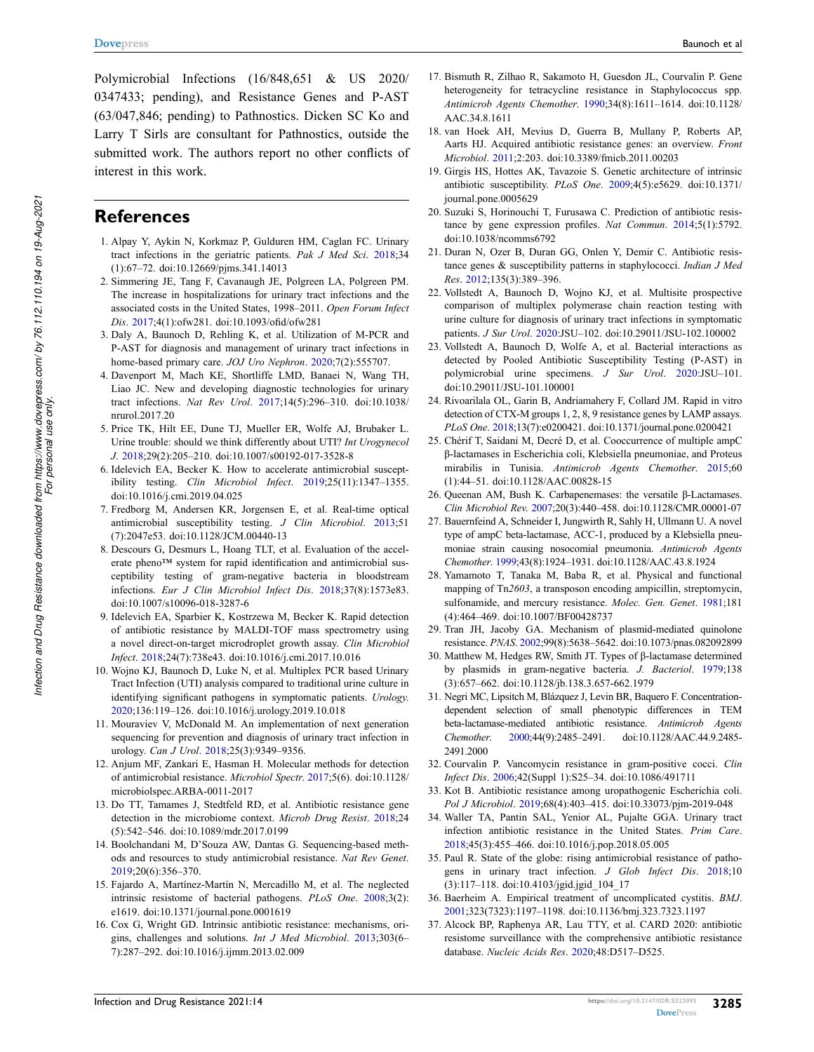Polymicrobial Infections (16/848,651 & US 2020/0347433; pending), and Resistance Genes and P-AST (63/047,846; pending) to Pathnostics. Dicken SC Ko and Larry T Sirls are consultant for Pathnostics, outside the submitted work. The authors report no other conflicts of interest in this work.

## References

1. Alpay Y, Aykin N, Korkmaz P, Gulduren HM, Caglan FC. Urinary tract infections in the geriatric patients. *Pak J Med Sci*. 2018;34(1):67–72. doi:10.12669/pjms.341.14013
2. Simmering JE, Tang F, Cavanaugh JE, Polgreen LA, Polgreen PM. The increase in hospitalizations for urinary tract infections and the associated costs in the United States, 1998–2011. *Open Forum Infect Dis*. 2017;4(1):ofw281. doi:10.1093/ofid/ofw281
3. Daly A, Baunoch D, Rehling K, et al. Utilization of M-PCR and P-AST for diagnosis and management of urinary tract infections in home-based primary care. *JOJ Uro Nephron*. 2020;7(2):555707.
4. Davenport M, Mach KE, Shortliffe LMD, Banaei N, Wang TH, Liao JC. New and developing diagnostic technologies for urinary tract infections. *Nat Rev Urol*. 2017;14(5):296–310. doi:10.1038/nrurol.2017.20
5. Price TK, Hilt EE, Dune TJ, Mueller ER, Wolfe AJ, Brubaker L. Urine trouble: should we think differently about UTI? *Int Urogynecol J*. 2018;29(2):205–210. doi:10.1007/s00192-017-3528-8
6. Idelevich EA, Becker K. How to accelerate antimicrobial susceptibility testing. *Clin Microbiol Infect*. 2019;25(11):1347–1355. doi:10.1016/j.cmi.2019.04.025
7. Fredborg M, Andersen KR, Jorgensen E, et al. Real-time optical antimicrobial susceptibility testing. *J Clin Microbiol*. 2013;51(7):2047e53. doi:10.1128/JCM.00440-13
8. Descours G, Desmurs L, Hoang TLT, et al. Evaluation of the accelerate pheno™ system for rapid identification and antimicrobial susceptibility testing of gram-negative bacteria in bloodstream infections. *Eur J Clin Microbiol Infect Dis*. 2018;37(8):1573e83. doi:10.1007/s10096-018-3287-6
9. Idelevich EA, Sparbier K, Kostrzewa M, Becker K. Rapid detection of antibiotic resistance by MALDI-TOF mass spectrometry using a novel direct-on-target microdroplet growth assay. *Clin Microbiol Infect*. 2018;24(7):738e43. doi:10.1016/j.cmi.2017.10.016
10. Wojno KJ, Baunoch D, Luke N, et al. Multiplex PCR based Urinary Tract Infection (UTI) analysis compared to traditional urine culture in identifying significant pathogens in symptomatic patients. *Urology*. 2020;136:119–126. doi:10.1016/j.urology.2019.10.018
11. Mouraviev V, McDonald M. An implementation of next generation sequencing for prevention and diagnosis of urinary tract infection in urology. *Can J Urol*. 2018;25(3):9349–9356.
12. Anjum MF, Zankari E, Hasman H. Molecular methods for detection of antimicrobial resistance. *Microbiol Spectr*. 2017;5(6). doi:10.1128/microbiolspec.ARBA-0011-2017
13. Do TT, Tamames J, Stedtfeld RD, et al. Antibiotic resistance gene detection in the microbiome context. *Microb Drug Resist*. 2018;24(5):542–546. doi:10.1089/mdr.2017.0199
14. Boolchandani M, D'Souza AW, Dantas G. Sequencing-based methods and resources to study antimicrobial resistance. *Nat Rev Genet*. 2019;20(6):356–370.
15. Fajardo A, Martínez-Martín N, Mercadillo M, et al. The neglected intrinsic resistome of bacterial pathogens. *PLoS One*. 2008;3(2):e1619. doi:10.1371/journal.pone.0001619
16. Cox G, Wright GD. Intrinsic antibiotic resistance: mechanisms, origins, challenges and solutions. *Int J Med Microbiol*. 2013;303(6–7):287–292. doi:10.1016/j.ijmm.2013.02.009
17. Bismuth R, Zilhao R, Sakamoto H, Guesdon JL, Courvalin P. Gene heterogeneity for tetracycline resistance in Staphylococcus spp. *Antimicrob Agents Chemother*. 1990;34(8):1611–1614. doi:10.1128/AAC.34.8.1611
18. van Hoek AH, Mevius D, Guerra B, Mullany P, Roberts AP, Aarts HJ. Acquired antibiotic resistance genes: an overview. *Front Microbiol*. 2011;2:203. doi:10.3389/fmicb.2011.00203
19. Girgis HS, Hottes AK, Tavazoie S. Genetic architecture of intrinsic antibiotic susceptibility. *PLoS One*. 2009;4(5):e5629. doi:10.1371/journal.pone.0005629
20. Suzuki S, Horinouchi T, Furusawa C. Prediction of antibiotic resistance by gene expression profiles. *Nat Commun*. 2014;5(1):5792. doi:10.1038/ncomms6792
21. Duran N, Ozer B, Duran GG, Onlen Y, Demir C. Antibiotic resistance genes & susceptibility patterns in staphylococci. *Indian J Med Res*. 2012;135(3):389–396.
22. Vollstedt A, Baunoch D, Wojno KJ, et al. Multisite prospective comparison of multiplex polymerase chain reaction testing with urine culture for diagnosis of urinary tract infections in symptomatic patients. *J Sur Urol*. 2020:JSU–102. doi:10.29011/JSU-102.100002
23. Vollstedt A, Baunoch D, Wolfe A, et al. Bacterial interactions as detected by Pooled Antibiotic Susceptibility Testing (P-AST) in polymicrobial urine specimens. *J Sur Urol*. 2020:JSU–101. doi:10.29011/JSU-101.100001
24. Rivoarilala OL, Garin B, Andriamahery F, Collard JM. Rapid in vitro detection of CTX-M groups 1, 2, 8, 9 resistance genes by LAMP assays. *PLoS One*. 2018;13(7):e0200421. doi:10.1371/journal.pone.0200421
25. Chérif T, Saidani M, Decré D, et al. Cooccurrence of multiple ampC β-lactamases in Escherichia coli, Klebsiella pneumoniae, and Proteus mirabilis in Tunisia. *Antimicrob Agents Chemother*. 2015;60(1):44–51. doi:10.1128/AAC.00828-15
26. Queenan AM, Bush K. Carbapenemases: the versatile β-Lactamases. *Clin Microbiol Rev*. 2007;20(3):440–458. doi:10.1128/CMR.00001-07
27. Bauernfeind A, Schneider I, Jungwirth R, Sahly H, Ullmann U. A novel type of ampC beta-lactamase, ACC-1, produced by a Klebsiella pneumoniae strain causing nosocomial pneumonia. *Antimicrob Agents Chemother*. 1999;43(8):1924–1931. doi:10.1128/AAC.43.8.1924
28. Yamamoto T, Tanaka M, Baba R, et al. Physical and functional mapping of Tn*2603*, a transposon encoding ampicillin, streptomycin, sulfonamide, and mercury resistance. *Molec. Gen. Genet*. 1981;181(4):464–469. doi:10.1007/BF00428737
29. Tran JH, Jacoby GA. Mechanism of plasmid-mediated quinolone resistance. *PNAS*. 2002;99(8):5638–5642. doi:10.1073/pnas.082092899
30. Matthew M, Hedges RW, Smith JT. Types of β-lactamase determined by plasmids in gram-negative bacteria. *J. Bacteriol*. 1979;138(3):657–662. doi:10.1128/jb.138.3.657-662.1979
31. Negri MC, Lipsitch M, Blázquez J, Levin BR, Baquero F. Concentration-dependent selection of small phenotypic differences in TEM beta-lactamase-mediated antibiotic resistance. *Antimicrob Agents Chemother*. 2000;44(9):2485–2491. doi:10.1128/AAC.44.9.2485-2491.2000
32. Courvalin P. Vancomycin resistance in gram-positive cocci. *Clin Infect Dis*. 2006;42(Suppl 1):S25–34. doi:10.1086/491711
33. Kot B. Antibiotic resistance among uropathogenic Escherichia coli. *Pol J Microbiol*. 2019;68(4):403–415. doi:10.33073/pjm-2019-048
34. Waller TA, Pantin SAL, Yenior AL, Pujalte GGA. Urinary tract infection antibiotic resistance in the United States. *Prim Care*. 2018;45(3):455–466. doi:10.1016/j.pop.2018.05.005
35. Paul R. State of the globe: rising antimicrobial resistance of pathogens in urinary tract infection. *J Glob Infect Dis*. 2018;10(3):117–118. doi:10.4103/jgid.jgid_104_17
36. Baerheim A. Empirical treatment of uncomplicated cystitis. *BMJ*. 2001;323(7323):1197–1198. doi:10.1136/bmj.323.7323.1197
37. Alcock BP, Raphenya AR, Lau TTY, et al. CARD 2020: antibiotic resistome surveillance with the comprehensive antibiotic resistance database. *Nucleic Acids Res*. 2020;48:D517–D525.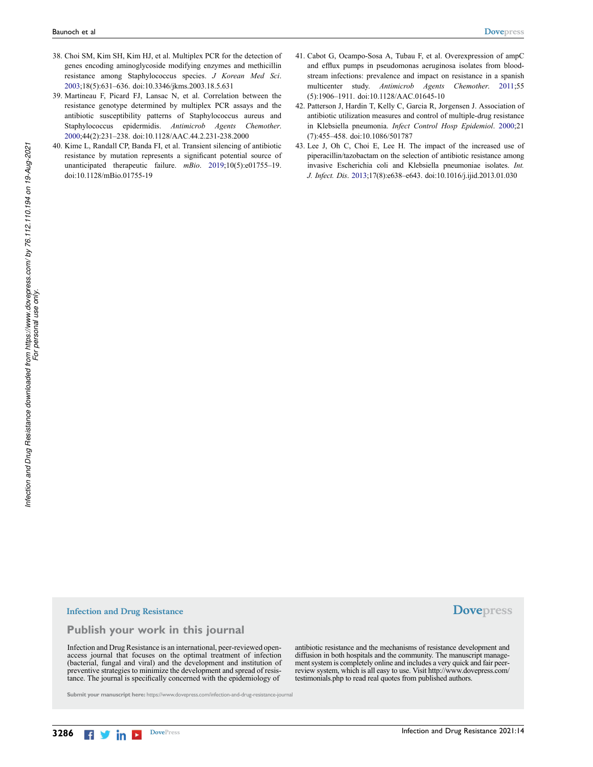38. Choi SM, Kim SH, Kim HJ, et al. Multiplex PCR for the detection of genes encoding aminoglycoside modifying enzymes and methicillin resistance among Staphylococcus species. *J Korean Med Sci*. 2003;18(5):631–636. doi:10.3346/jkms.2003.18.5.631
39. Martineau F, Picard FJ, Lansac N, et al. Correlation between the resistance genotype determined by multiplex PCR assays and the antibiotic susceptibility patterns of Staphylococcus aureus and Staphylococcus epidermidis. *Antimicrob Agents Chemother*. 2000;44(2):231–238. doi:10.1128/AAC.44.2.231-238.2000
40. Kime L, Randall CP, Banda FI, et al. Transient silencing of antibiotic resistance by mutation represents a significant potential source of unanticipated therapeutic failure. *mBio*. 2019;10(5):e01755–19. doi:10.1128/mBio.01755-19
41. Cabot G, Ocampo-Sosa A, Tubau F, et al. Overexpression of ampC and efflux pumps in pseudomonas aeruginosa isolates from bloodstream infections: prevalence and impact on resistance in a spanish multicenter study. *Antimicrob Agents Chemother*. 2011;55(5):1906–1911. doi:10.1128/AAC.01645-10
42. Patterson J, Hardin T, Kelly C, Garcia R, Jorgensen J. Association of antibiotic utilization measures and control of multiple-drug resistance in Klebsiella pneumonia. *Infect Control Hosp Epidemiol*. 2000;21(7):455–458. doi:10.1086/501787
43. Lee J, Oh C, Choi E, Lee H. The impact of the increased use of piperacillin/tazobactam on the selection of antibiotic resistance among invasive Escherichia coli and Klebsiella pneumoniae isolates. *Int. J. Infect. Dis*. 2013;17(8):e638–e643. doi:10.1016/j.ijid.2013.01.030

**Infection and Drug Resistance**

## Publish your work in this journal

Infection and Drug Resistance is an international, peer-reviewed open-access journal that focuses on the optimal treatment of infection (bacterial, fungal and viral) and the development and institution of preventive strategies to minimize the development and spread of resistance. The journal is specifically concerned with the epidemiology of antibiotic resistance and the mechanisms of resistance development and diffusion in both hospitals and the community. The manuscript management system is completely online and includes a very quick and fair peer-review system, which is all easy to use. Visit http://www.dovepress.com/testimonials.php to read real quotes from published authors.

**Submit your manuscript here:** https://www.dovepress.com/infection-and-drug-resistance-journal